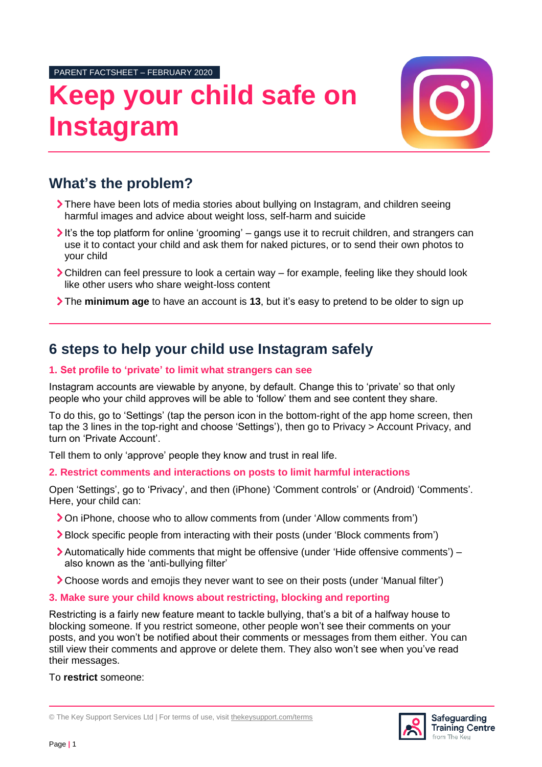PARENT FACTSHEET – FEBRUARY 2020

# Keep your child safe on Instagram

## What's the problem?

- There have been lots of media stories about bullying on Instagram, and children seeing harmful images and advice about weight loss, self-harm and suicide
- It's the top platform for online 'grooming' – gangs use it to recruit children, and strangers can use it to contact your child and ask them for naked pictures, or to send their own photos to your child
- Children can feel pressure to look a certain way – for example, feeling like they should look like other users who share weight-loss content
- The **minimum age** to have an account is **13**, but it's easy to pretend to be older to sign up

## 6 steps to help your child use Instagram safely

### 1. Set profile to 'private' to limit what strangers can see

Instagram accounts are viewable by anyone, by default. Change this to 'private' so that only people who your child approves will be able to 'follow' them and see content they share.

To do this, go to 'Settings' (tap the person icon in the bottom-right of the app home screen, then tap the 3 lines in the top-right and choose 'Settings'), then go to Privacy > Account Privacy, and turn on 'Private Account'.

Tell them to only 'approve' people they know and trust in real life.

### 2. Restrict comments and interactions on posts to limit harmful interactions

Open 'Settings', go to 'Privacy', and then (iPhone) 'Comment controls' or (Android) 'Comments'. Here, your child can:

- On iPhone, choose who to allow comments from (under 'Allow comments from')
- Block specific people from interacting with their posts (under 'Block comments from')
- Automatically hide comments that might be offensive (under 'Hide offensive comments') – also known as the 'anti-bullying filter'
- Choose words and emojis they never want to see on their posts (under 'Manual filter')

### 3. Make sure your child knows about restricting, blocking and reporting

Restricting is a fairly new feature meant to tackle bullying, that's a bit of a halfway house to blocking someone. If you restrict someone, other people won't see their comments on your posts, and you won't be notified about their comments or messages from them either. You can still view their comments and approve or delete them. They also won't see when you've read their messages.

To **restrict** someone:

© The Key Support Services Ltd | For terms of use, visit thekeysupport.com/terms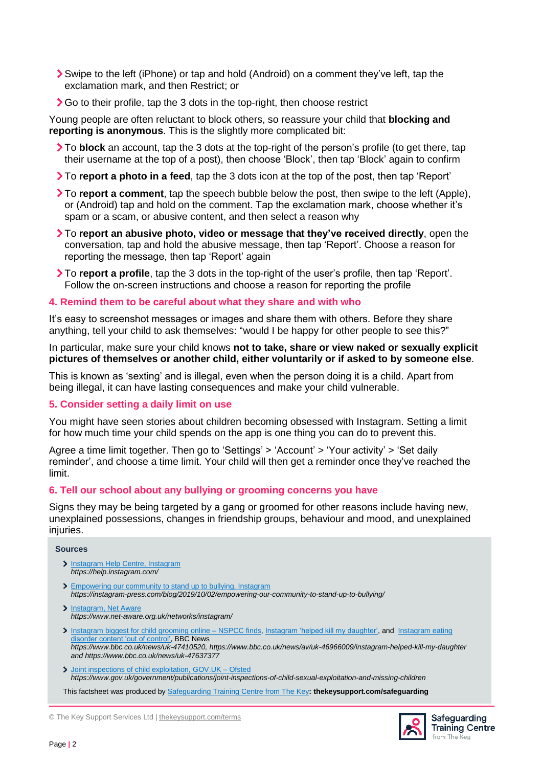- Swipe to the left (iPhone) or tap and hold (Android) on a comment they've left, tap the exclamation mark, and then Restrict; or
- Go to their profile, tap the 3 dots in the top-right, then choose restrict

Young people are often reluctant to block others, so reassure your child that **blocking and reporting is anonymous**. This is the slightly more complicated bit:

- To **block** an account, tap the 3 dots at the top-right of the person's profile (to get there, tap their username at the top of a post), then choose 'Block', then tap 'Block' again to confirm
- To **report a photo in a feed**, tap the 3 dots icon at the top of the post, then tap 'Report'
- To **report a comment**, tap the speech bubble below the post, then swipe to the left (Apple), or (Android) tap and hold on the comment. Tap the exclamation mark, choose whether it's spam or a scam, or abusive content, and then select a reason why
- To **report an abusive photo, video or message that they've received directly**, open the conversation, tap and hold the abusive message, then tap 'Report'. Choose a reason for reporting the message, then tap 'Report' again
- To **report a profile**, tap the 3 dots in the top-right of the user's profile, then tap 'Report'. Follow the on-screen instructions and choose a reason for reporting the profile

### 4. Remind them to be careful about what they share and with who

It's easy to screenshot messages or images and share them with others. Before they share anything, tell your child to ask themselves: "would I be happy for other people to see this?"

In particular, make sure your child knows **not to take, share or view naked or sexually explicit pictures of themselves or another child, either voluntarily or if asked to by someone else**.

This is known as 'sexting' and is illegal, even when the person doing it is a child. Apart from being illegal, it can have lasting consequences and make your child vulnerable.

### 5. Consider setting a daily limit on use

You might have seen stories about children becoming obsessed with Instagram. Setting a limit for how much time your child spends on the app is one thing you can do to prevent this.

Agree a time limit together. Then go to 'Settings' > 'Account' > 'Your activity' > 'Set daily reminder', and choose a time limit. Your child will then get a reminder once they've reached the limit.

### 6. Tell our school about any bullying or grooming concerns you have

Signs they may be being targeted by a gang or groomed for other reasons include having new, unexplained possessions, changes in friendship groups, behaviour and mood, and unexplained injuries.

**Sources**

- Instagram Help Centre, Instagram
  *https://help.instagram.com/*
- Empowering our community to stand up to bullying, Instagram
  *https://instagram-press.com/blog/2019/10/02/empowering-our-community-to-stand-up-to-bullying/*
- Instagram, Net Aware
  *https://www.net-aware.org.uk/networks/instagram/*
- Instagram biggest for child grooming online – NSPCC finds, Instagram 'helped kill my daughter', and Instagram eating disorder content 'out of control', BBC News
  *https://www.bbc.co.uk/news/uk-47410520, https://www.bbc.co.uk/news/av/uk-46966009/instagram-helped-kill-my-daughter and https://www.bbc.co.uk/news/uk-47637377*
- Joint inspections of child exploitation, GOV.UK – Ofsted
  *https://www.gov.uk/government/publications/joint-inspections-of-child-sexual-exploitation-and-missing-children*

This factsheet was produced by Safeguarding Training Centre from The Key**: thekeysupport.com/safeguarding**

© The Key Support Services Ltd | thekeysupport.com/terms